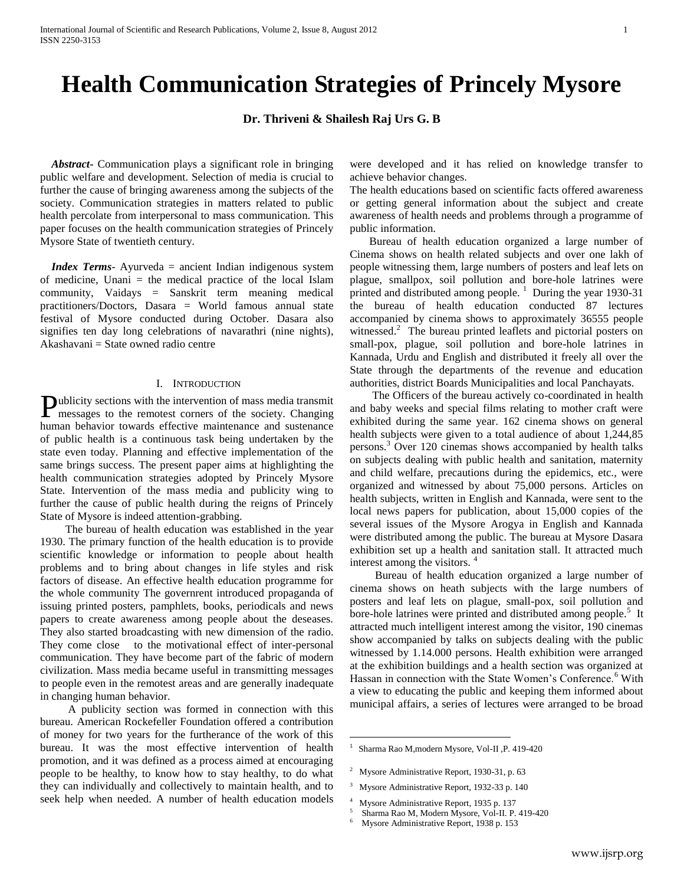# Health Communication Strategies of Princely Mysore

**Dr. Thriveni & Shailesh Raj Urs G. B**

***Abstract-*** Communication plays a significant role in bringing public welfare and development. Selection of media is crucial to further the cause of bringing awareness among the subjects of the society. Communication strategies in matters related to public health percolate from interpersonal to mass communication. This paper focuses on the health communication strategies of Princely Mysore State of twentieth century.

***Index Terms*-** Ayurveda = ancient Indian indigenous system of medicine, Unani = the medical practice of the local Islam community, Vaidays = Sanskrit term meaning medical practitioners/Doctors, Dasara = World famous annual state festival of Mysore conducted during October. Dasara also signifies ten day long celebrations of navarathri (nine nights), Akashavani = State owned radio centre

## I. Introduction

Publicity sections with the intervention of mass media transmit messages to the remotest corners of the society. Changing human behavior towards effective maintenance and sustenance of public health is a continuous task being undertaken by the state even today. Planning and effective implementation of the same brings success. The present paper aims at highlighting the health communication strategies adopted by Princely Mysore State. Intervention of the mass media and publicity wing to further the cause of public health during the reigns of Princely State of Mysore is indeed attention-grabbing.

The bureau of health education was established in the year 1930. The primary function of the health education is to provide scientific knowledge or information to people about health problems and to bring about changes in life styles and risk factors of disease. An effective health education programme for the whole community The governrent introduced propaganda of issuing printed posters, pamphlets, books, periodicals and news papers to create awareness among people about the deseases. They also started broadcasting with new dimension of the radio. They come close to the motivational effect of inter-personal communication. They have become part of the fabric of modern civilization. Mass media became useful in transmitting messages to people even in the remotest areas and are generally inadequate in changing human behavior.

A publicity section was formed in connection with this bureau. American Rockefeller Foundation offered a contribution of money for two years for the furtherance of the work of this bureau. It was the most effective intervention of health promotion, and it was defined as a process aimed at encouraging people to be healthy, to know how to stay healthy, to do what they can individually and collectively to maintain health, and to seek help when needed. A number of health education models were developed and it has relied on knowledge transfer to achieve behavior changes.

The health educations based on scientific facts offered awareness or getting general information about the subject and create awareness of health needs and problems through a programme of public information.

Bureau of health education organized a large number of Cinema shows on health related subjects and over one lakh of people witnessing them, large numbers of posters and leaf lets on plague, smallpox, soil pollution and bore-hole latrines were printed and distributed among people. [1] During the year 1930-31 the bureau of health education conducted 87 lectures accompanied by cinema shows to approximately 36555 people witnessed.[2] The bureau printed leaflets and pictorial posters on small-pox, plague, soil pollution and bore-hole latrines in Kannada, Urdu and English and distributed it freely all over the State through the departments of the revenue and education authorities, district Boards Municipalities and local Panchayats.

The Officers of the bureau actively co-coordinated in health and baby weeks and special films relating to mother craft were exhibited during the same year. 162 cinema shows on general health subjects were given to a total audience of about 1,244,85 persons.[3] Over 120 cinemas shows accompanied by health talks on subjects dealing with public health and sanitation, maternity and child welfare, precautions during the epidemics, etc., were organized and witnessed by about 75,000 persons. Articles on health subjects, written in English and Kannada, were sent to the local news papers for publication, about 15,000 copies of the several issues of the Mysore Arogya in English and Kannada were distributed among the public. The bureau at Mysore Dasara exhibition set up a health and sanitation stall. It attracted much interest among the visitors. [4]

Bureau of health education organized a large number of cinema shows on heath subjects with the large numbers of posters and leaf lets on plague, small-pox, soil pollution and bore-hole latrines were printed and distributed among people.[5] It attracted much intelligent interest among the visitor, 190 cinemas show accompanied by talks on subjects dealing with the public witnessed by 1.14.000 persons. Health exhibition were arranged at the exhibition buildings and a health section was organized at Hassan in connection with the State Women's Conference.[6] With a view to educating the public and keeping them informed about municipal affairs, a series of lectures were arranged to be broad

---

[1] Sharma Rao M,modern Mysore, Vol-II ,P. 419-420

[2] Mysore Administrative Report, 1930-31, p. 63

[3] Mysore Administrative Report, 1932-33 p. 140

[4] Mysore Administrative Report, 1935 p. 137

[5] Sharma Rao M, Modern Mysore, Vol-II. P. 419-420

[6] Mysore Administrative Report, 1938 p. 153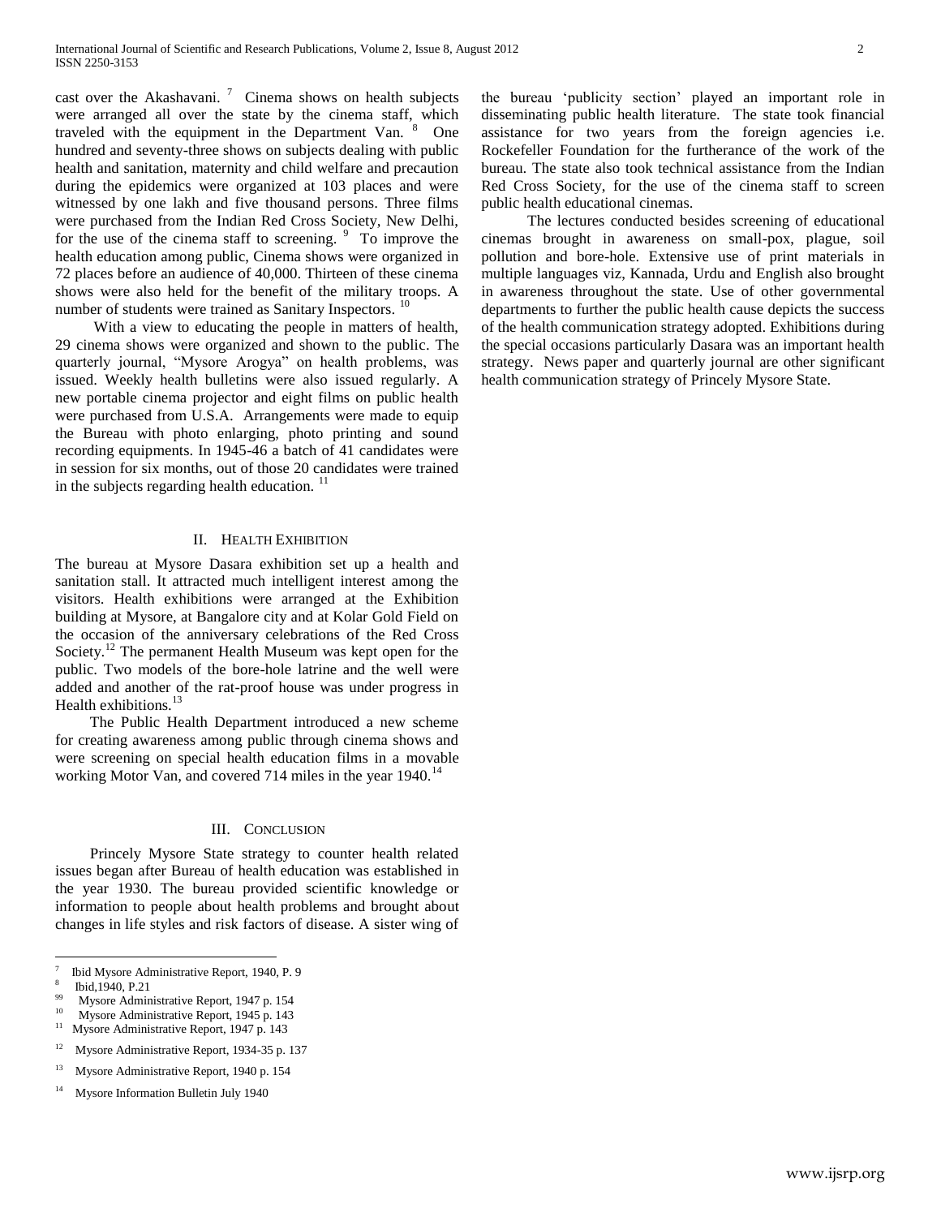cast over the Akashavani. [7] Cinema shows on health subjects were arranged all over the state by the cinema staff, which traveled with the equipment in the Department Van. [8] One hundred and seventy-three shows on subjects dealing with public health and sanitation, maternity and child welfare and precaution during the epidemics were organized at 103 places and were witnessed by one lakh and five thousand persons. Three films were purchased from the Indian Red Cross Society, New Delhi, for the use of the cinema staff to screening. [9] To improve the health education among public, Cinema shows were organized in 72 places before an audience of 40,000. Thirteen of these cinema shows were also held for the benefit of the military troops. A number of students were trained as Sanitary Inspectors. [10]

With a view to educating the people in matters of health, 29 cinema shows were organized and shown to the public. The quarterly journal, "Mysore Arogya" on health problems, was issued. Weekly health bulletins were also issued regularly. A new portable cinema projector and eight films on public health were purchased from U.S.A. Arrangements were made to equip the Bureau with photo enlarging, photo printing and sound recording equipments. In 1945-46 a batch of 41 candidates were in session for six months, out of those 20 candidates were trained in the subjects regarding health education. [11]

## II. Health Exhibition

The bureau at Mysore Dasara exhibition set up a health and sanitation stall. It attracted much intelligent interest among the visitors. Health exhibitions were arranged at the Exhibition building at Mysore, at Bangalore city and at Kolar Gold Field on the occasion of the anniversary celebrations of the Red Cross Society.[12] The permanent Health Museum was kept open for the public. Two models of the bore-hole latrine and the well were added and another of the rat-proof house was under progress in Health exhibitions.[13]

The Public Health Department introduced a new scheme for creating awareness among public through cinema shows and were screening on special health education films in a movable working Motor Van, and covered 714 miles in the year 1940.[14]

## III. Conclusion

Princely Mysore State strategy to counter health related issues began after Bureau of health education was established in the year 1930. The bureau provided scientific knowledge or information to people about health problems and brought about changes in life styles and risk factors of disease. A sister wing of the bureau 'publicity section' played an important role in disseminating public health literature. The state took financial assistance for two years from the foreign agencies i.e. Rockefeller Foundation for the furtherance of the work of the bureau. The state also took technical assistance from the Indian Red Cross Society, for the use of the cinema staff to screen public health educational cinemas.

The lectures conducted besides screening of educational cinemas brought in awareness on small-pox, plague, soil pollution and bore-hole. Extensive use of print materials in multiple languages viz, Kannada, Urdu and English also brought in awareness throughout the state. Use of other governmental departments to further the public health cause depicts the success of the health communication strategy adopted. Exhibitions during the special occasions particularly Dasara was an important health strategy. News paper and quarterly journal are other significant health communication strategy of Princely Mysore State.

---

[7] Ibid Mysore Administrative Report, 1940, P. 9

[8] Ibid,1940, P.21

[9] Mysore Administrative Report, 1947 p. 154

[10] Mysore Administrative Report, 1945 p. 143

[11] Mysore Administrative Report, 1947 p. 143

[12] Mysore Administrative Report, 1934-35 p. 137

[13] Mysore Administrative Report, 1940 p. 154

[14] Mysore Information Bulletin July 1940